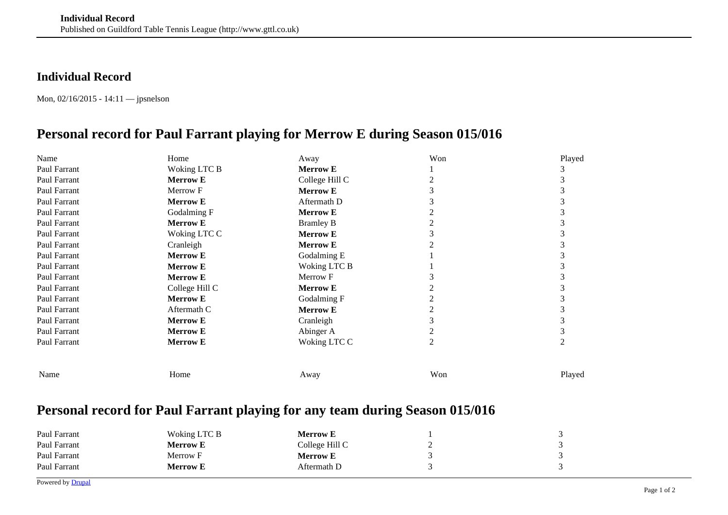## Individual Record

Mon, 02/16/2015 - 14:11 — jpsnelson

# Personal record for Paul Farrant playing for Merrow E during Season 015/016

| Name | Home | Away | Won | Played |
|---|---|---|---|---|
| Paul Farrant | Woking LTC B | **Merrow E** | 1 | 3 |
| Paul Farrant | **Merrow E** | College Hill C | 2 | 3 |
| Paul Farrant | Merrow F | **Merrow E** | 3 | 3 |
| Paul Farrant | **Merrow E** | Aftermath D | 3 | 3 |
| Paul Farrant | Godalming F | **Merrow E** | 2 | 3 |
| Paul Farrant | **Merrow E** | Bramley B | 2 | 3 |
| Paul Farrant | Woking LTC C | **Merrow E** | 3 | 3 |
| Paul Farrant | Cranleigh | **Merrow E** | 2 | 3 |
| Paul Farrant | **Merrow E** | Godalming E | 1 | 3 |
| Paul Farrant | **Merrow E** | Woking LTC B | 1 | 3 |
| Paul Farrant | **Merrow E** | Merrow F | 3 | 3 |
| Paul Farrant | College Hill C | **Merrow E** | 2 | 3 |
| Paul Farrant | **Merrow E** | Godalming F | 2 | 3 |
| Paul Farrant | Aftermath C | **Merrow E** | 2 | 3 |
| Paul Farrant | **Merrow E** | Cranleigh | 3 | 3 |
| Paul Farrant | **Merrow E** | Abinger A | 2 | 3 |
| Paul Farrant | **Merrow E** | Woking LTC C | 2 | 2 |
| Name | Home | Away | Won | Played |

# Personal record for Paul Farrant playing for any team during Season 015/016

| | | | | |
|---|---|---|---|---|
| Paul Farrant | Woking LTC B | **Merrow E** | 1 | 3 |
| Paul Farrant | **Merrow E** | College Hill C | 2 | 3 |
| Paul Farrant | Merrow F | **Merrow E** | 3 | 3 |
| Paul Farrant | **Merrow E** | Aftermath D | 3 | 3 |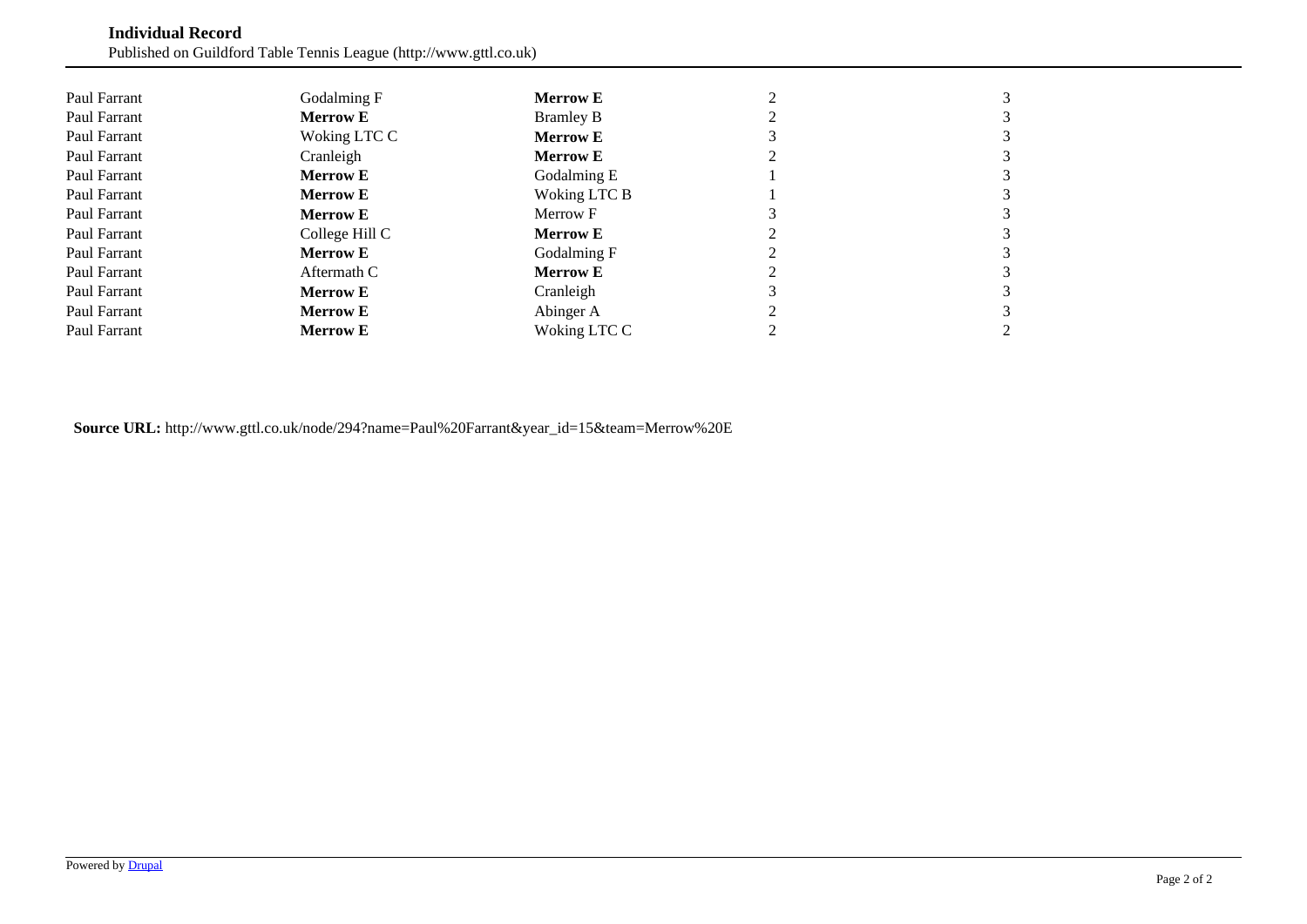| | | | | |
|---|---|---|---|---|
| Paul Farrant | Godalming F | **Merrow E** | 2 | 3 |
| Paul Farrant | **Merrow E** | Bramley B | 2 | 3 |
| Paul Farrant | Woking LTC C | **Merrow E** | 3 | 3 |
| Paul Farrant | Cranleigh | **Merrow E** | 2 | 3 |
| Paul Farrant | **Merrow E** | Godalming E | 1 | 3 |
| Paul Farrant | **Merrow E** | Woking LTC B | 1 | 3 |
| Paul Farrant | **Merrow E** | Merrow F | 3 | 3 |
| Paul Farrant | College Hill C | **Merrow E** | 2 | 3 |
| Paul Farrant | **Merrow E** | Godalming F | 2 | 3 |
| Paul Farrant | Aftermath C | **Merrow E** | 2 | 3 |
| Paul Farrant | **Merrow E** | Cranleigh | 3 | 3 |
| Paul Farrant | **Merrow E** | Abinger A | 2 | 3 |
| Paul Farrant | **Merrow E** | Woking LTC C | 2 | 2 |

**Source URL:** http://www.gttl.co.uk/node/294?name=Paul%20Farrant&year_id=15&team=Merrow%20E